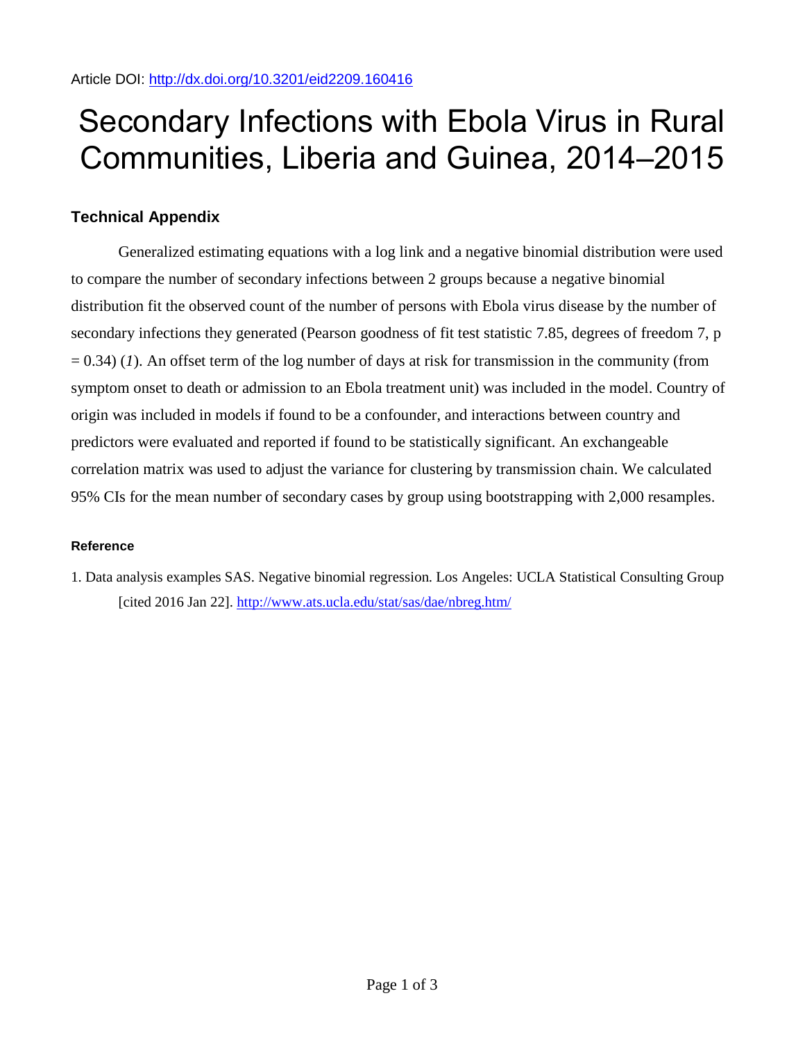Article DOI: http://dx.doi.org/10.3201/eid2209.160416

# Secondary Infections with Ebola Virus in Rural Communities, Liberia and Guinea, 2014–2015

## Technical Appendix

Generalized estimating equations with a log link and a negative binomial distribution were used to compare the number of secondary infections between 2 groups because a negative binomial distribution fit the observed count of the number of persons with Ebola virus disease by the number of secondary infections they generated (Pearson goodness of fit test statistic 7.85, degrees of freedom 7, $p = 0.34$) (*1*). An offset term of the log number of days at risk for transmission in the community (from symptom onset to death or admission to an Ebola treatment unit) was included in the model. Country of origin was included in models if found to be a confounder, and interactions between country and predictors were evaluated and reported if found to be statistically significant. An exchangeable correlation matrix was used to adjust the variance for clustering by transmission chain. We calculated 95% CIs for the mean number of secondary cases by group using bootstrapping with 2,000 resamples.

#### Reference

1. Data analysis examples SAS. Negative binomial regression. Los Angeles: UCLA Statistical Consulting Group [cited 2016 Jan 22]. http://www.ats.ucla.edu/stat/sas/dae/nbreg.htm/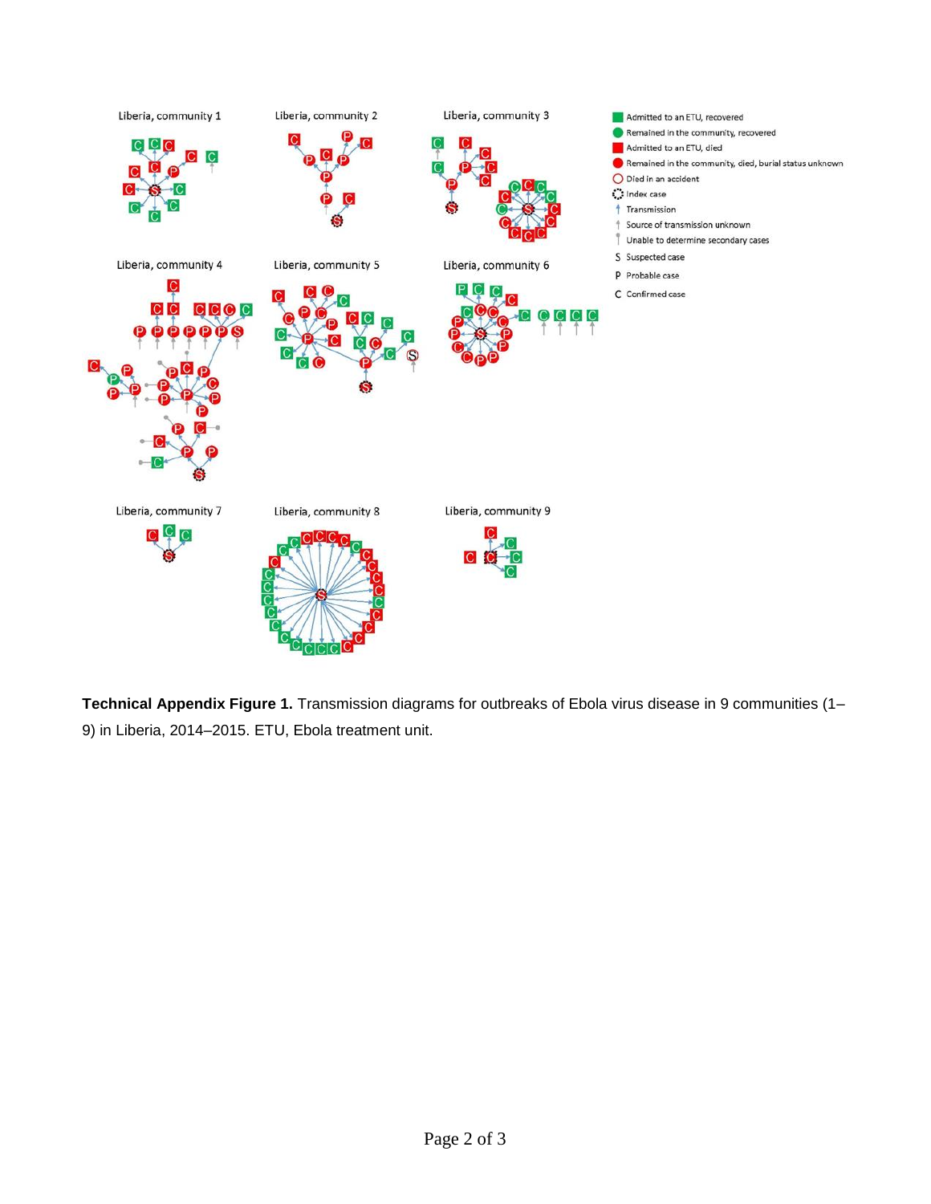**Technical Appendix Figure 1.** Transmission diagrams for outbreaks of Ebola virus disease in 9 communities (1–9) in Liberia, 2014–2015. ETU, Ebola treatment unit.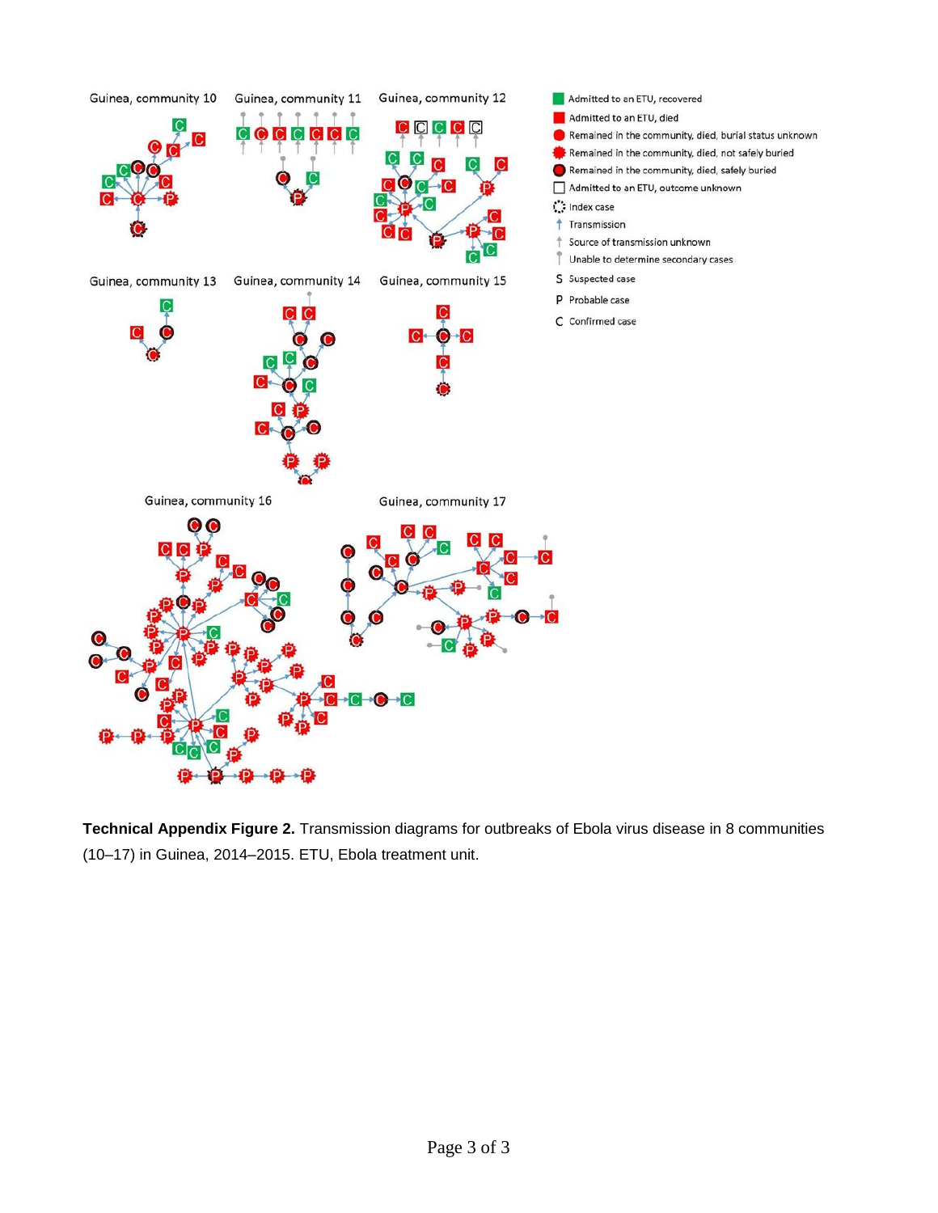Guinea, community 10

Guinea, community 11

Guinea, community 12

Guinea, community 13

Guinea, community 14

Guinea, community 15

Guinea, community 16

Guinea, community 17

Admitted to an ETU, recovered

Admitted to an ETU, died

Remained in the community, died, burial status unknown

Remained in the community, died, not safely buried

Remained in the community, died, safely buried

Admitted to an ETU, outcome unknown

Index case

Transmission

Source of transmission unknown

Unable to determine secondary cases

S Suspected case

P Probable case

C Confirmed case

**Technical Appendix Figure 2.** Transmission diagrams for outbreaks of Ebola virus disease in 8 communities (10–17) in Guinea, 2014–2015. ETU, Ebola treatment unit.